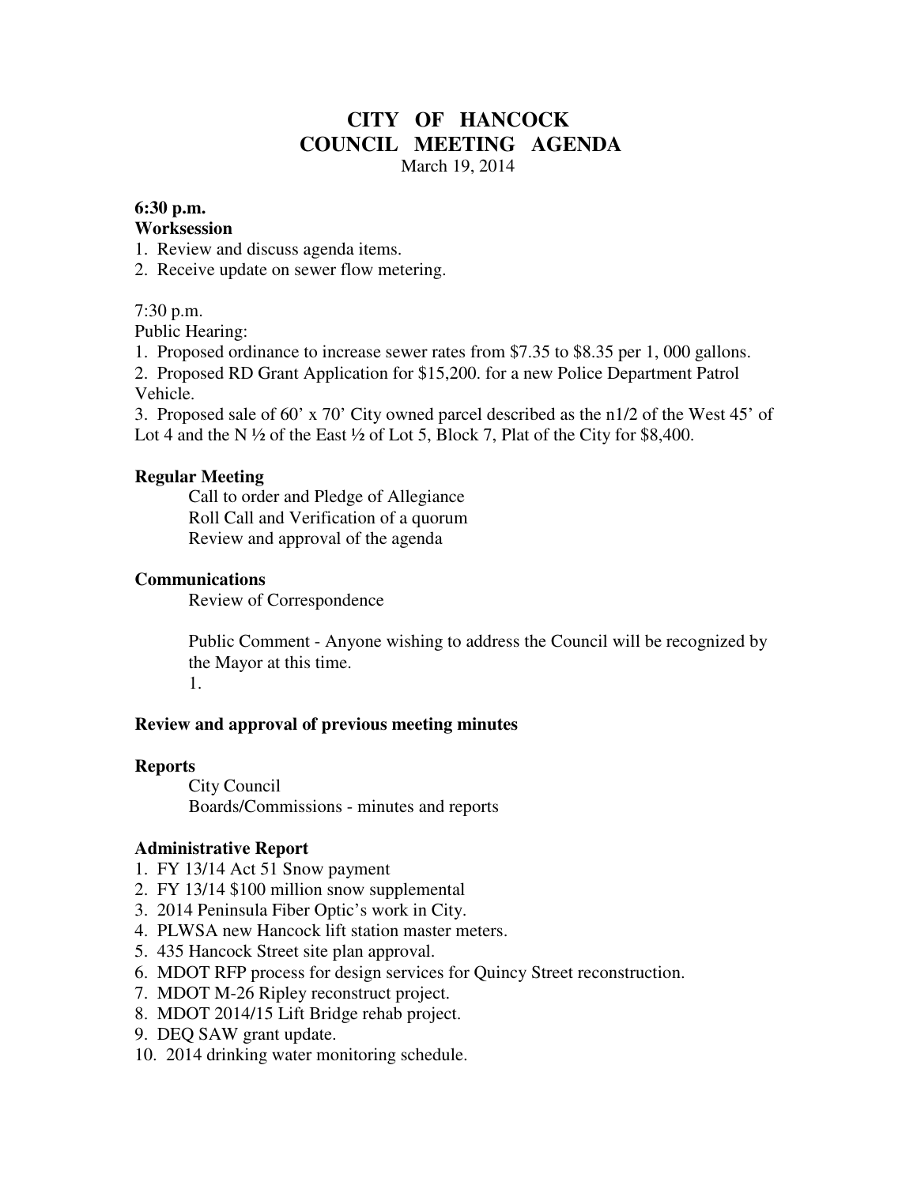# CITY OF HANCOCK
# COUNCIL MEETING AGENDA

March 19, 2014

**6:30 p.m.**
**Worksession**

1. Review and discuss agenda items.
2. Receive update on sewer flow metering.

7:30 p.m.
Public Hearing:

1. Proposed ordinance to increase sewer rates from $7.35 to $8.35 per 1, 000 gallons.
2. Proposed RD Grant Application for $15,200. for a new Police Department Patrol Vehicle.
3. Proposed sale of 60' x 70' City owned parcel described as the n1/2 of the West 45' of Lot 4 and the N ½ of the East ½ of Lot 5, Block 7, Plat of the City for $8,400.

**Regular Meeting**

Call to order and Pledge of Allegiance
Roll Call and Verification of a quorum
Review and approval of the agenda

**Communications**

Review of Correspondence

Public Comment - Anyone wishing to address the Council will be recognized by the Mayor at this time.
1.

**Review and approval of previous meeting minutes**

**Reports**

City Council
Boards/Commissions - minutes and reports

**Administrative Report**

1. FY 13/14 Act 51 Snow payment
2. FY 13/14 $100 million snow supplemental
3. 2014 Peninsula Fiber Optic's work in City.
4. PLWSA new Hancock lift station master meters.
5. 435 Hancock Street site plan approval.
6. MDOT RFP process for design services for Quincy Street reconstruction.
7. MDOT M-26 Ripley reconstruct project.
8. MDOT 2014/15 Lift Bridge rehab project.
9. DEQ SAW grant update.
10. 2014 drinking water monitoring schedule.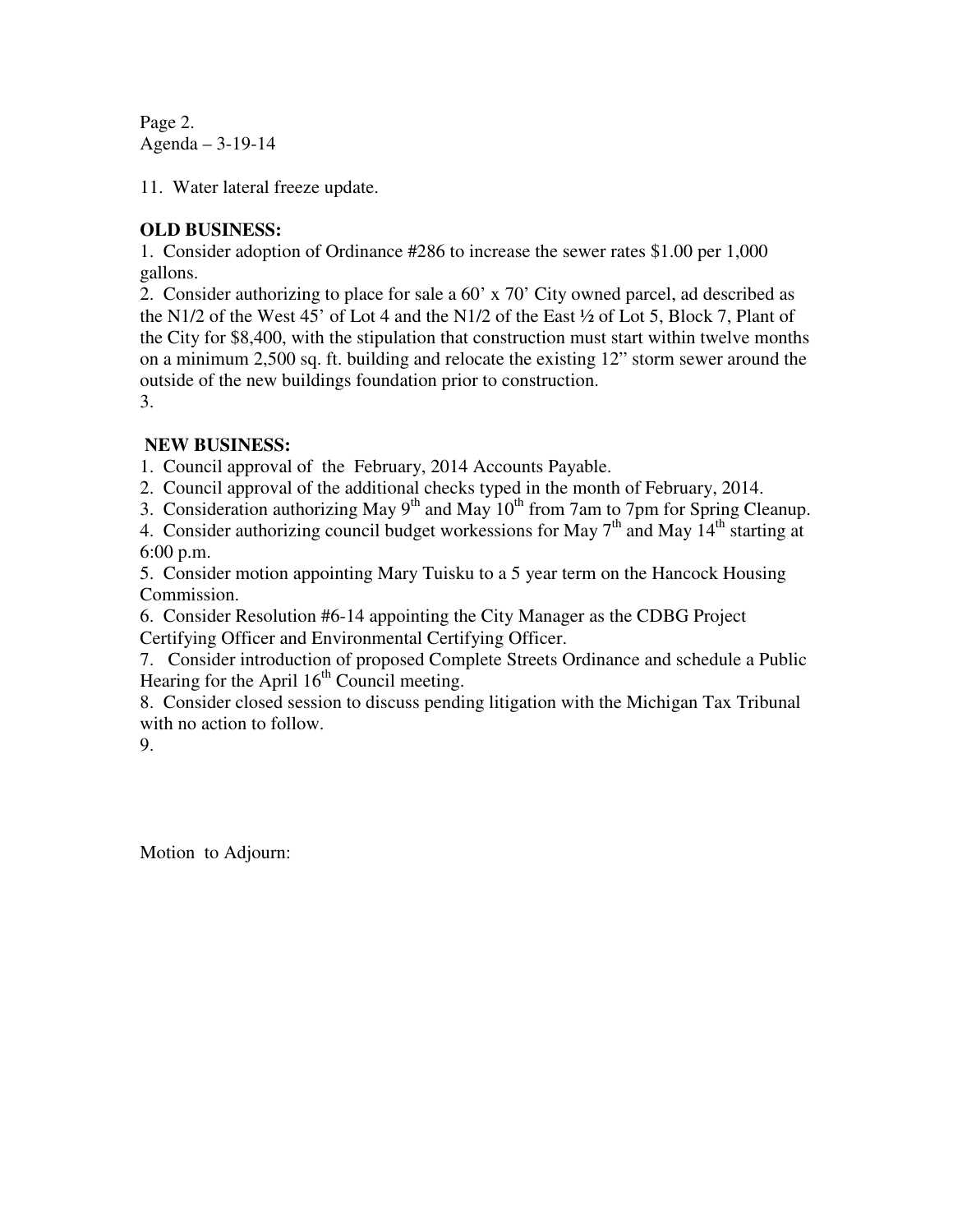Page 2.
Agenda – 3-19-14

11. Water lateral freeze update.

**OLD BUSINESS:**

1. Consider adoption of Ordinance #286 to increase the sewer rates $1.00 per 1,000 gallons.
2. Consider authorizing to place for sale a 60' x 70' City owned parcel, ad described as the N1/2 of the West 45' of Lot 4 and the N1/2 of the East ½ of Lot 5, Block 7, Plant of the City for $8,400, with the stipulation that construction must start within twelve months on a minimum 2,500 sq. ft. building and relocate the existing 12" storm sewer around the outside of the new buildings foundation prior to construction.
3.

**NEW BUSINESS:**

1. Council approval of the February, 2014 Accounts Payable.
2. Council approval of the additional checks typed in the month of February, 2014.
3. Consideration authorizing May 9th and May 10th from 7am to 7pm for Spring Cleanup.
4. Consider authorizing council budget workessions for May 7th and May 14th starting at 6:00 p.m.
5. Consider motion appointing Mary Tuisku to a 5 year term on the Hancock Housing Commission.
6. Consider Resolution #6-14 appointing the City Manager as the CDBG Project Certifying Officer and Environmental Certifying Officer.
7. Consider introduction of proposed Complete Streets Ordinance and schedule a Public Hearing for the April 16th Council meeting.
8. Consider closed session to discuss pending litigation with the Michigan Tax Tribunal with no action to follow.
9.

Motion to Adjourn: